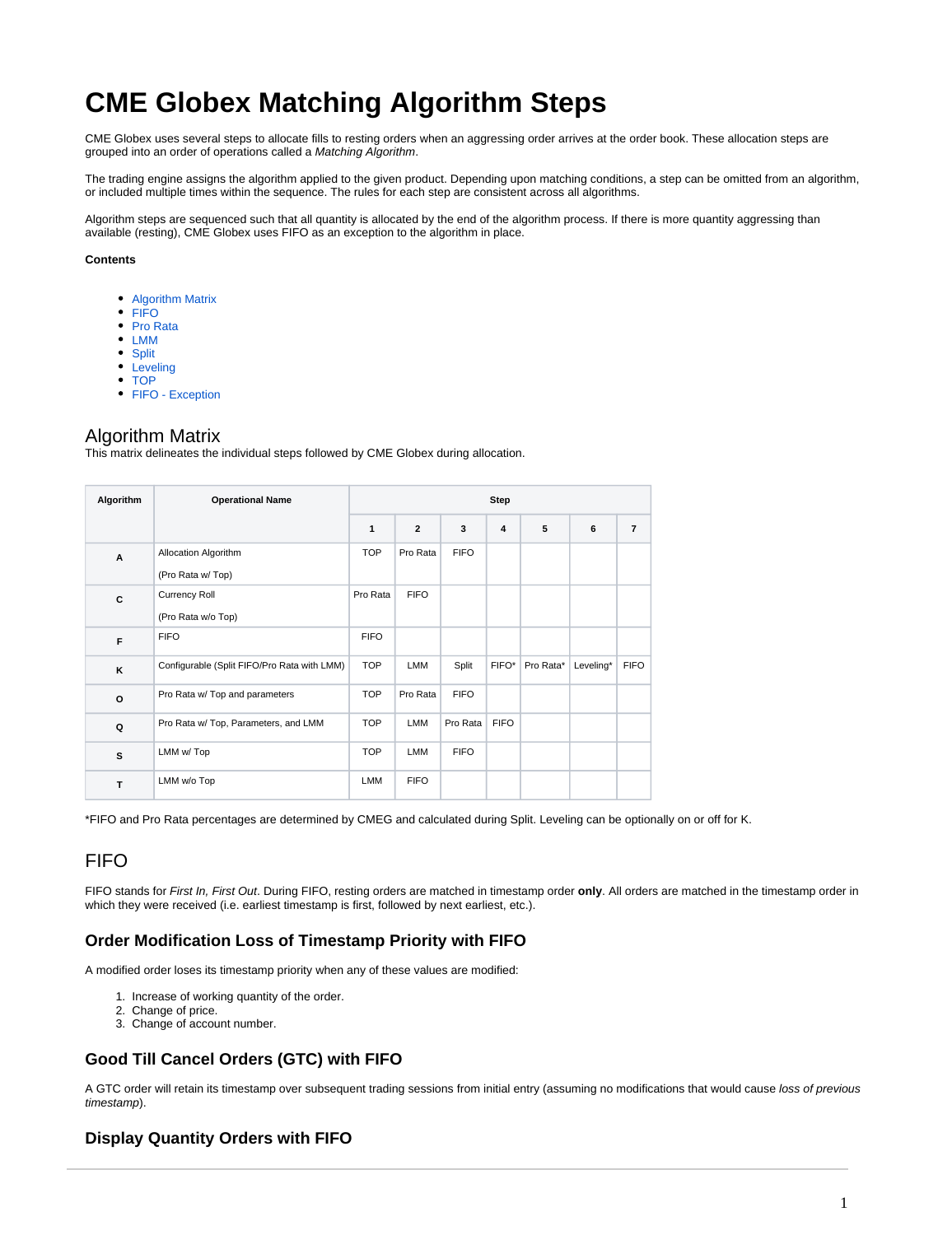# CME Globex Matching Algorithm Steps

CME Globex uses several steps to allocate fills to resting orders when an aggressing order arrives at the order book. These allocation steps are grouped into an order of operations called a *Matching Algorithm*.

The trading engine assigns the algorithm applied to the given product. Depending upon matching conditions, a step can be omitted from an algorithm, or included multiple times within the sequence. The rules for each step are consistent across all algorithms.

Algorithm steps are sequenced such that all quantity is allocated by the end of the algorithm process. If there is more quantity aggressing than available (resting), CME Globex uses FIFO as an exception to the algorithm in place.

**Contents**

- Algorithm Matrix
- FIFO
- Pro Rata
- LMM
- Split
- Leveling
- TOP
- FIFO - Exception

## Algorithm Matrix

This matrix delineates the individual steps followed by CME Globex during allocation.

| Algorithm | Operational Name | Step | | | | | | |
|---|---|---|---|---|---|---|---|---|
| | | 1 | 2 | 3 | 4 | 5 | 6 | 7 |
| A | Allocation Algorithm (Pro Rata w/ Top) | TOP | Pro Rata | FIFO | | | | |
| C | Currency Roll (Pro Rata w/o Top) | Pro Rata | FIFO | | | | | |
| F | FIFO | FIFO | | | | | | |
| K | Configurable (Split FIFO/Pro Rata with LMM) | TOP | LMM | Split | FIFO* | Pro Rata* | Leveling* | FIFO |
| O | Pro Rata w/ Top and parameters | TOP | Pro Rata | FIFO | | | | |
| Q | Pro Rata w/ Top, Parameters, and LMM | TOP | LMM | Pro Rata | FIFO | | | |
| S | LMM w/ Top | TOP | LMM | FIFO | | | | |
| T | LMM w/o Top | LMM | FIFO | | | | | |

*FIFO and Pro Rata percentages are determined by CMEG and calculated during Split. Leveling can be optionally on or off for K.

## FIFO

FIFO stands for *First In, First Out*. During FIFO, resting orders are matched in timestamp order **only**. All orders are matched in the timestamp order in which they were received (i.e. earliest timestamp is first, followed by next earliest, etc.).

### Order Modification Loss of Timestamp Priority with FIFO

A modified order loses its timestamp priority when any of these values are modified:

1. Increase of working quantity of the order.
2. Change of price.
3. Change of account number.

### Good Till Cancel Orders (GTC) with FIFO

A GTC order will retain its timestamp over subsequent trading sessions from initial entry (assuming no modifications that would cause *loss of previous timestamp*).

### Display Quantity Orders with FIFO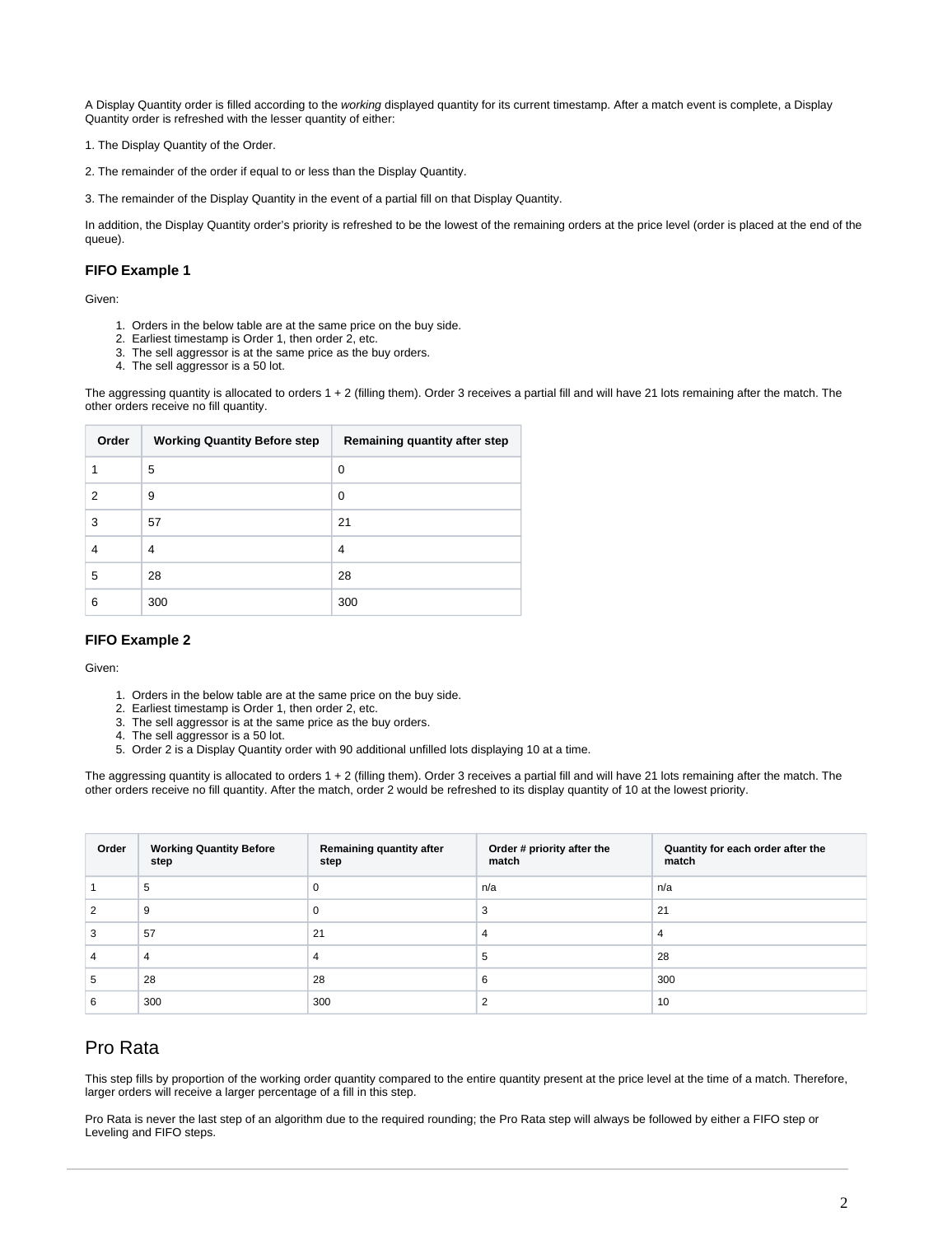A Display Quantity order is filled according to the *working* displayed quantity for its current timestamp. After a match event is complete, a Display Quantity order is refreshed with the lesser quantity of either:

1. The Display Quantity of the Order.

2. The remainder of the order if equal to or less than the Display Quantity.

3. The remainder of the Display Quantity in the event of a partial fill on that Display Quantity.

In addition, the Display Quantity order's priority is refreshed to be the lowest of the remaining orders at the price level (order is placed at the end of the queue).

### FIFO Example 1

Given:

1. Orders in the below table are at the same price on the buy side.
2. Earliest timestamp is Order 1, then order 2, etc.
3. The sell aggressor is at the same price as the buy orders.
4. The sell aggressor is a 50 lot.

The aggressing quantity is allocated to orders 1 + 2 (filling them). Order 3 receives a partial fill and will have 21 lots remaining after the match. The other orders receive no fill quantity.

| Order | Working Quantity Before step | Remaining quantity after step |
|---|---|---|
| 1 | 5 | 0 |
| 2 | 9 | 0 |
| 3 | 57 | 21 |
| 4 | 4 | 4 |
| 5 | 28 | 28 |
| 6 | 300 | 300 |

### FIFO Example 2

Given:

1. Orders in the below table are at the same price on the buy side.
2. Earliest timestamp is Order 1, then order 2, etc.
3. The sell aggressor is at the same price as the buy orders.
4. The sell aggressor is a 50 lot.
5. Order 2 is a Display Quantity order with 90 additional unfilled lots displaying 10 at a time.

The aggressing quantity is allocated to orders 1 + 2 (filling them). Order 3 receives a partial fill and will have 21 lots remaining after the match. The other orders receive no fill quantity. After the match, order 2 would be refreshed to its display quantity of 10 at the lowest priority.

| Order | Working Quantity Before step | Remaining quantity after step | Order # priority after the match | Quantity for each order after the match |
|---|---|---|---|---|
| 1 | 5 | 0 | n/a | n/a |
| 2 | 9 | 0 | 3 | 21 |
| 3 | 57 | 21 | 4 | 4 |
| 4 | 4 | 4 | 5 | 28 |
| 5 | 28 | 28 | 6 | 300 |
| 6 | 300 | 300 | 2 | 10 |

## Pro Rata

This step fills by proportion of the working order quantity compared to the entire quantity present at the price level at the time of a match. Therefore, larger orders will receive a larger percentage of a fill in this step.

Pro Rata is never the last step of an algorithm due to the required rounding; the Pro Rata step will always be followed by either a FIFO step or Leveling and FIFO steps.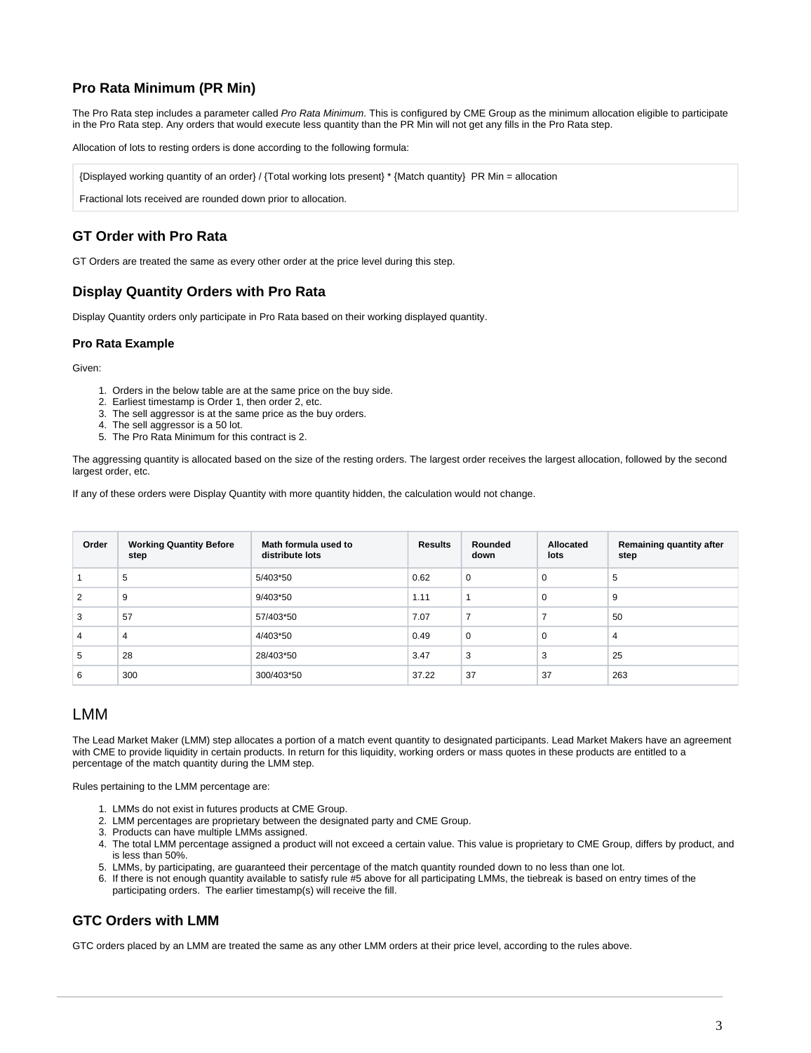### Pro Rata Minimum (PR Min)

The Pro Rata step includes a parameter called *Pro Rata Minimum*. This is configured by CME Group as the minimum allocation eligible to participate in the Pro Rata step. Any orders that would execute less quantity than the PR Min will not get any fills in the Pro Rata step.

Allocation of lots to resting orders is done according to the following formula:

```
{Displayed working quantity of an order} / {Total working lots present} * {Match quantity}  PR Min = allocation

Fractional lots received are rounded down prior to allocation.
```

### GT Order with Pro Rata

GT Orders are treated the same as every other order at the price level during this step.

### Display Quantity Orders with Pro Rata

Display Quantity orders only participate in Pro Rata based on their working displayed quantity.

#### Pro Rata Example

Given:

1. Orders in the below table are at the same price on the buy side.
2. Earliest timestamp is Order 1, then order 2, etc.
3. The sell aggressor is at the same price as the buy orders.
4. The sell aggressor is a 50 lot.
5. The Pro Rata Minimum for this contract is 2.

The aggressing quantity is allocated based on the size of the resting orders. The largest order receives the largest allocation, followed by the second largest order, etc.

If any of these orders were Display Quantity with more quantity hidden, the calculation would not change.

| Order | Working Quantity Before step | Math formula used to distribute lots | Results | Rounded down | Allocated lots | Remaining quantity after step |
|---|---|---|---|---|---|---|
| 1 | 5 | 5/403*50 | 0.62 | 0 | 0 | 5 |
| 2 | 9 | 9/403*50 | 1.11 | 1 | 0 | 9 |
| 3 | 57 | 57/403*50 | 7.07 | 7 | 7 | 50 |
| 4 | 4 | 4/403*50 | 0.49 | 0 | 0 | 4 |
| 5 | 28 | 28/403*50 | 3.47 | 3 | 3 | 25 |
| 6 | 300 | 300/403*50 | 37.22 | 37 | 37 | 263 |

## LMM

The Lead Market Maker (LMM) step allocates a portion of a match event quantity to designated participants. Lead Market Makers have an agreement with CME to provide liquidity in certain products. In return for this liquidity, working orders or mass quotes in these products are entitled to a percentage of the match quantity during the LMM step.

Rules pertaining to the LMM percentage are:

1. LMMs do not exist in futures products at CME Group.
2. LMM percentages are proprietary between the designated party and CME Group.
3. Products can have multiple LMMs assigned.
4. The total LMM percentage assigned a product will not exceed a certain value. This value is proprietary to CME Group, differs by product, and is less than 50%.
5. LMMs, by participating, are guaranteed their percentage of the match quantity rounded down to no less than one lot.
6. If there is not enough quantity available to satisfy rule #5 above for all participating LMMs, the tiebreak is based on entry times of the participating orders. The earlier timestamp(s) will receive the fill.

### GTC Orders with LMM

GTC orders placed by an LMM are treated the same as any other LMM orders at their price level, according to the rules above.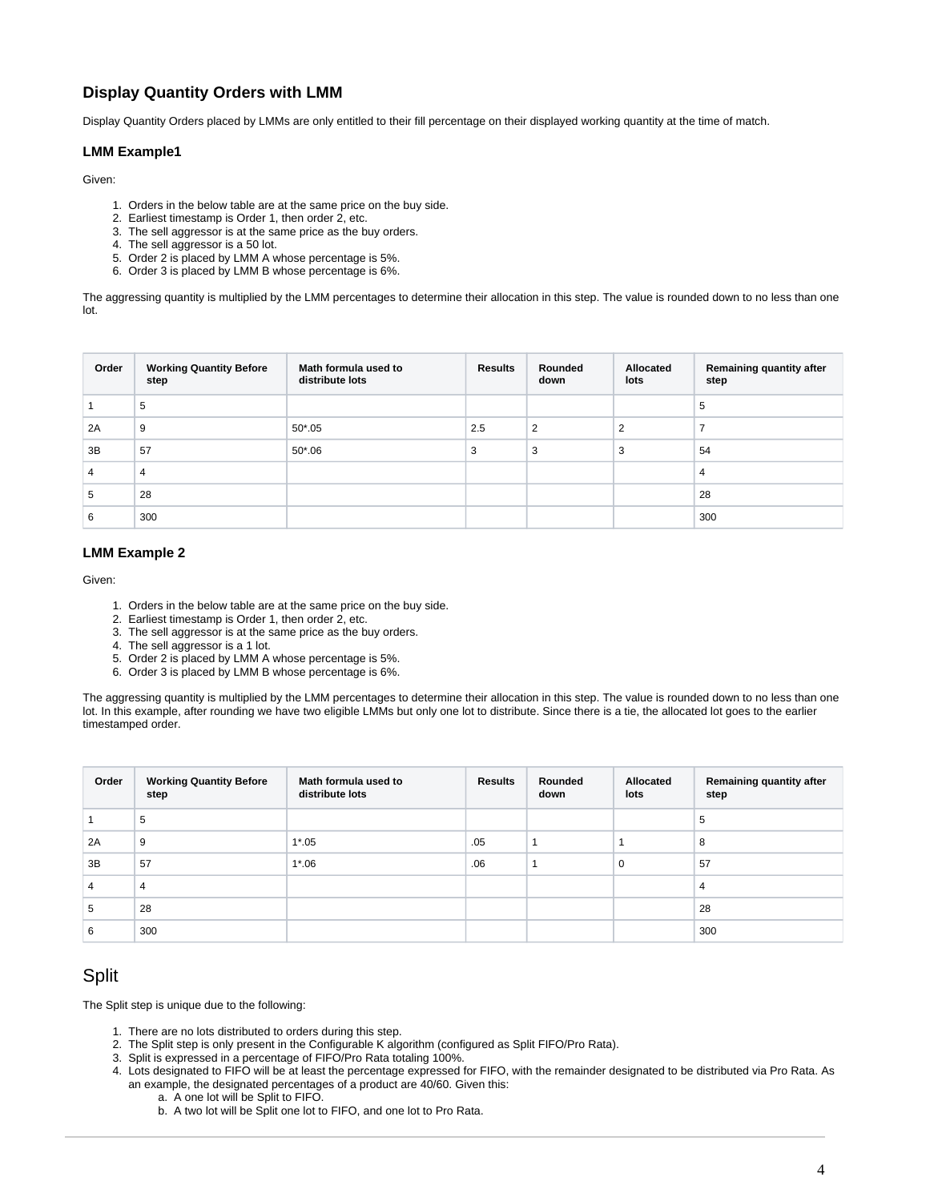### Display Quantity Orders with LMM

Display Quantity Orders placed by LMMs are only entitled to their fill percentage on their displayed working quantity at the time of match.

#### LMM Example1

Given:

1. Orders in the below table are at the same price on the buy side.
2. Earliest timestamp is Order 1, then order 2, etc.
3. The sell aggressor is at the same price as the buy orders.
4. The sell aggressor is a 50 lot.
5. Order 2 is placed by LMM A whose percentage is 5%.
6. Order 3 is placed by LMM B whose percentage is 6%.

The aggressing quantity is multiplied by the LMM percentages to determine their allocation in this step. The value is rounded down to no less than one lot.

| Order | Working Quantity Before step | Math formula used to distribute lots | Results | Rounded down | Allocated lots | Remaining quantity after step |
|---|---|---|---|---|---|---|
| 1 | 5 | | | | | 5 |
| 2A | 9 | 50*.05 | 2.5 | 2 | 2 | 7 |
| 3B | 57 | 50*.06 | 3 | 3 | 3 | 54 |
| 4 | 4 | | | | | 4 |
| 5 | 28 | | | | | 28 |
| 6 | 300 | | | | | 300 |

#### LMM Example 2

Given:

1. Orders in the below table are at the same price on the buy side.
2. Earliest timestamp is Order 1, then order 2, etc.
3. The sell aggressor is at the same price as the buy orders.
4. The sell aggressor is a 1 lot.
5. Order 2 is placed by LMM A whose percentage is 5%.
6. Order 3 is placed by LMM B whose percentage is 6%.

The aggressing quantity is multiplied by the LMM percentages to determine their allocation in this step. The value is rounded down to no less than one lot. In this example, after rounding we have two eligible LMMs but only one lot to distribute. Since there is a tie, the allocated lot goes to the earlier timestamped order.

| Order | Working Quantity Before step | Math formula used to distribute lots | Results | Rounded down | Allocated lots | Remaining quantity after step |
|---|---|---|---|---|---|---|
| 1 | 5 | | | | | 5 |
| 2A | 9 | 1*.05 | .05 | 1 | 1 | 8 |
| 3B | 57 | 1*.06 | .06 | 1 | 0 | 57 |
| 4 | 4 | | | | | 4 |
| 5 | 28 | | | | | 28 |
| 6 | 300 | | | | | 300 |

## Split

The Split step is unique due to the following:

1. There are no lots distributed to orders during this step.
2. The Split step is only present in the Configurable K algorithm (configured as Split FIFO/Pro Rata).
3. Split is expressed in a percentage of FIFO/Pro Rata totaling 100%.
4. Lots designated to FIFO will be at least the percentage expressed for FIFO, with the remainder designated to be distributed via Pro Rata. As an example, the designated percentages of a product are 40/60. Given this:
    a. A one lot will be Split to FIFO.
    b. A two lot will be Split one lot to FIFO, and one lot to Pro Rata.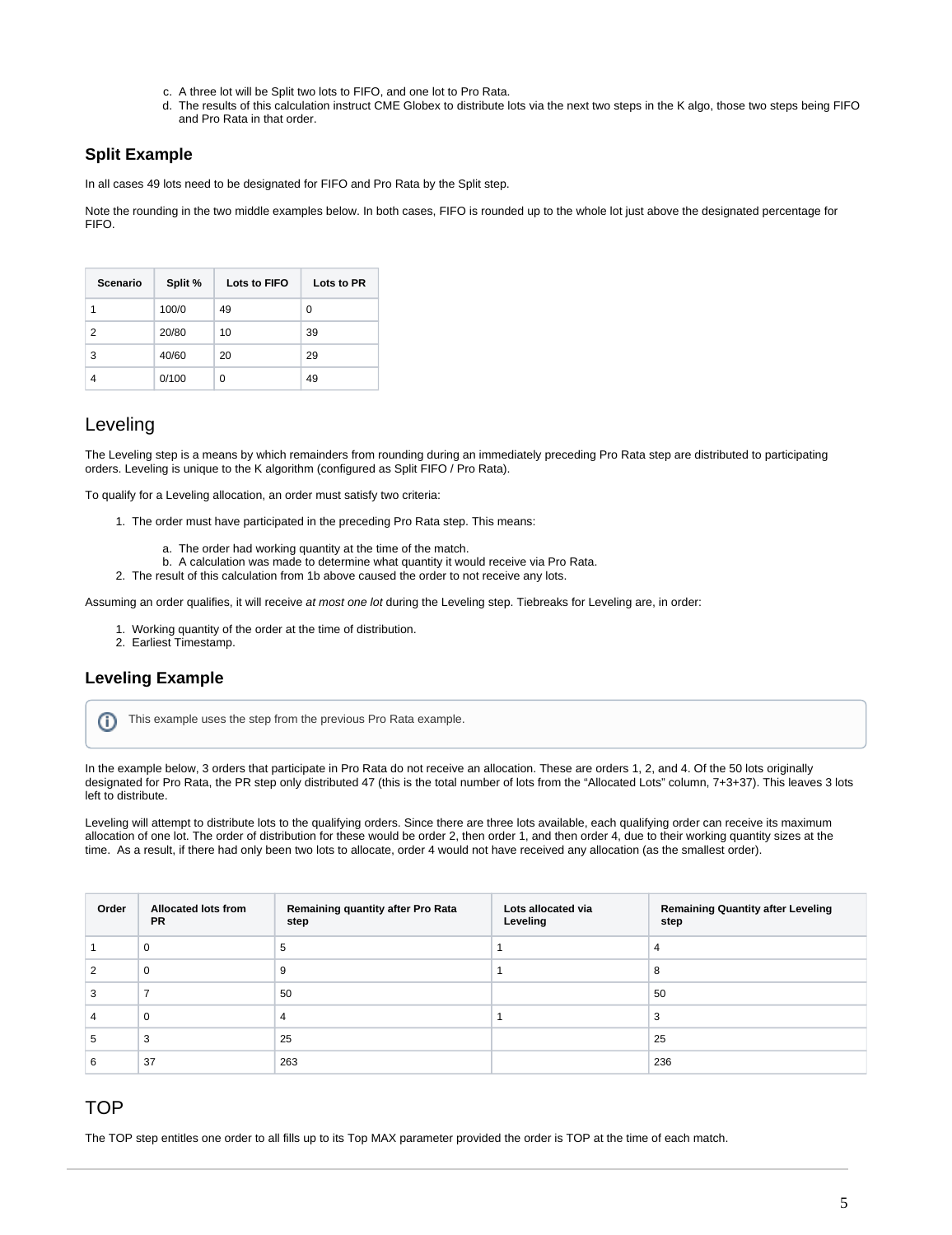c. A three lot will be Split two lots to FIFO, and one lot to Pro Rata.
d. The results of this calculation instruct CME Globex to distribute lots via the next two steps in the K algo, those two steps being FIFO and Pro Rata in that order.

### Split Example

In all cases 49 lots need to be designated for FIFO and Pro Rata by the Split step.

Note the rounding in the two middle examples below. In both cases, FIFO is rounded up to the whole lot just above the designated percentage for FIFO.

| Scenario | Split % | Lots to FIFO | Lots to PR |
|---|---|---|---|
| 1 | 100/0 | 49 | 0 |
| 2 | 20/80 | 10 | 39 |
| 3 | 40/60 | 20 | 29 |
| 4 | 0/100 | 0 | 49 |

## Leveling

The Leveling step is a means by which remainders from rounding during an immediately preceding Pro Rata step are distributed to participating orders. Leveling is unique to the K algorithm (configured as Split FIFO / Pro Rata).

To qualify for a Leveling allocation, an order must satisfy two criteria:

1. The order must have participated in the preceding Pro Rata step. This means:
   a. The order had working quantity at the time of the match.
   b. A calculation was made to determine what quantity it would receive via Pro Rata.
2. The result of this calculation from 1b above caused the order to not receive any lots.

Assuming an order qualifies, it will receive *at most one lot* during the Leveling step. Tiebreaks for Leveling are, in order:

1. Working quantity of the order at the time of distribution.
2. Earliest Timestamp.

### Leveling Example

This example uses the step from the previous Pro Rata example.

In the example below, 3 orders that participate in Pro Rata do not receive an allocation. These are orders 1, 2, and 4. Of the 50 lots originally designated for Pro Rata, the PR step only distributed 47 (this is the total number of lots from the "Allocated Lots" column, 7+3+37). This leaves 3 lots left to distribute.

Leveling will attempt to distribute lots to the qualifying orders. Since there are three lots available, each qualifying order can receive its maximum allocation of one lot. The order of distribution for these would be order 2, then order 1, and then order 4, due to their working quantity sizes at the time. As a result, if there had only been two lots to allocate, order 4 would not have received any allocation (as the smallest order).

| Order | Allocated lots from PR | Remaining quantity after Pro Rata step | Lots allocated via Leveling | Remaining Quantity after Leveling step |
|---|---|---|---|---|
| 1 | 0 | 5 | 1 | 4 |
| 2 | 0 | 9 | 1 | 8 |
| 3 | 7 | 50 | | 50 |
| 4 | 0 | 4 | 1 | 3 |
| 5 | 3 | 25 | | 25 |
| 6 | 37 | 263 | | 236 |

## TOP

The TOP step entitles one order to all fills up to its Top MAX parameter provided the order is TOP at the time of each match.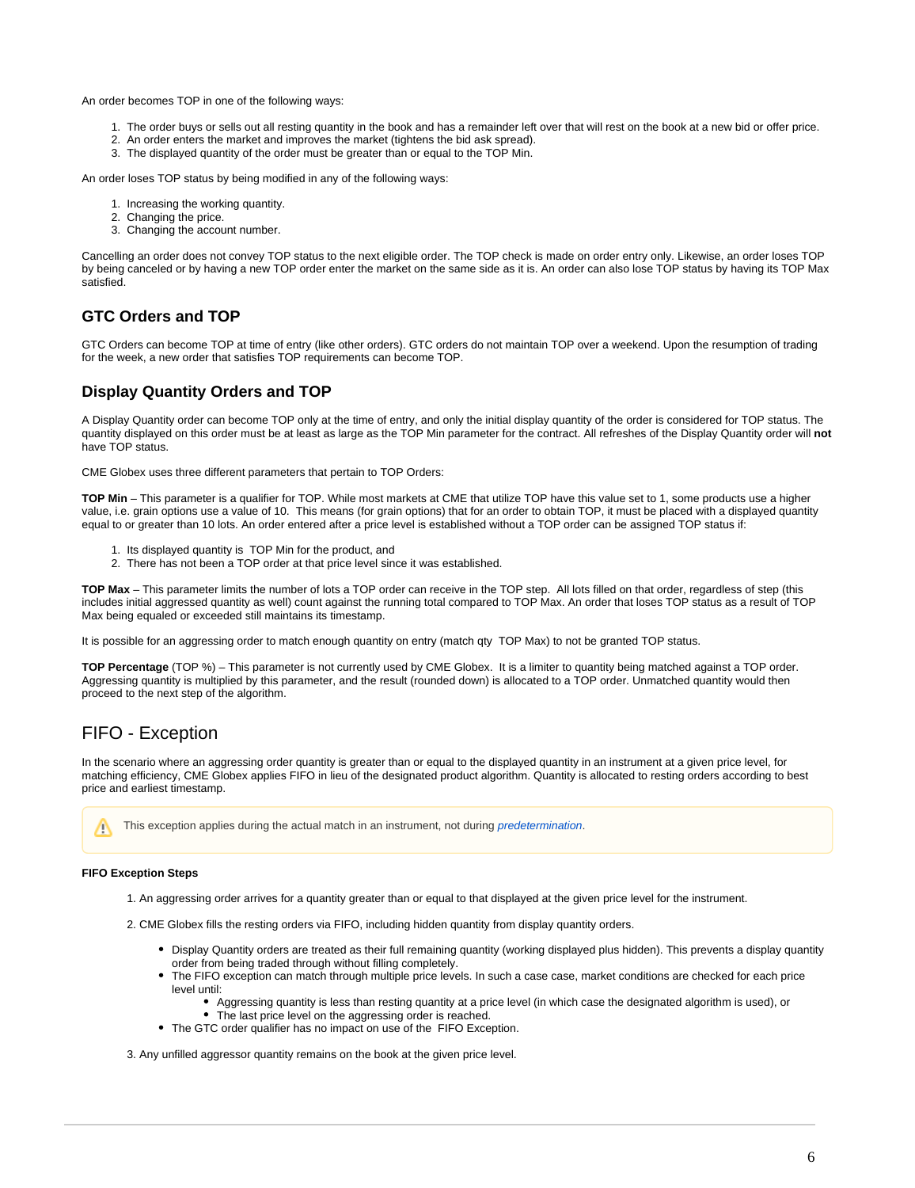An order becomes TOP in one of the following ways:

1. The order buys or sells out all resting quantity in the book and has a remainder left over that will rest on the book at a new bid or offer price.
2. An order enters the market and improves the market (tightens the bid ask spread).
3. The displayed quantity of the order must be greater than or equal to the TOP Min.

An order loses TOP status by being modified in any of the following ways:

1. Increasing the working quantity.
2. Changing the price.
3. Changing the account number.

Cancelling an order does not convey TOP status to the next eligible order. The TOP check is made on order entry only. Likewise, an order loses TOP by being canceled or by having a new TOP order enter the market on the same side as it is. An order can also lose TOP status by having its TOP Max satisfied.

### GTC Orders and TOP

GTC Orders can become TOP at time of entry (like other orders). GTC orders do not maintain TOP over a weekend. Upon the resumption of trading for the week, a new order that satisfies TOP requirements can become TOP.

### Display Quantity Orders and TOP

A Display Quantity order can become TOP only at the time of entry, and only the initial display quantity of the order is considered for TOP status. The quantity displayed on this order must be at least as large as the TOP Min parameter for the contract. All refreshes of the Display Quantity order will **not** have TOP status.

CME Globex uses three different parameters that pertain to TOP Orders:

**TOP Min** – This parameter is a qualifier for TOP. While most markets at CME that utilize TOP have this value set to 1, some products use a higher value, i.e. grain options use a value of 10. This means (for grain options) that for an order to obtain TOP, it must be placed with a displayed quantity equal to or greater than 10 lots. An order entered after a price level is established without a TOP order can be assigned TOP status if:

1. Its displayed quantity is TOP Min for the product, and
2. There has not been a TOP order at that price level since it was established.

**TOP Max** – This parameter limits the number of lots a TOP order can receive in the TOP step. All lots filled on that order, regardless of step (this includes initial aggressed quantity as well) count against the running total compared to TOP Max. An order that loses TOP status as a result of TOP Max being equaled or exceeded still maintains its timestamp.

It is possible for an aggressing order to match enough quantity on entry (match qty TOP Max) to not be granted TOP status.

**TOP Percentage** (TOP %) – This parameter is not currently used by CME Globex. It is a limiter to quantity being matched against a TOP order. Aggressing quantity is multiplied by this parameter, and the result (rounded down) is allocated to a TOP order. Unmatched quantity would then proceed to the next step of the algorithm.

## FIFO - Exception

In the scenario where an aggressing order quantity is greater than or equal to the displayed quantity in an instrument at a given price level, for matching efficiency, CME Globex applies FIFO in lieu of the designated product algorithm. Quantity is allocated to resting orders according to best price and earliest timestamp.

> ⚠ This exception applies during the actual match in an instrument, not during *predetermination*.

#### FIFO Exception Steps

1. An aggressing order arrives for a quantity greater than or equal to that displayed at the given price level for the instrument.
2. CME Globex fills the resting orders via FIFO, including hidden quantity from display quantity orders.
   - Display Quantity orders are treated as their full remaining quantity (working displayed plus hidden). This prevents a display quantity order from being traded through without filling completely.
   - The FIFO exception can match through multiple price levels. In such a case case, market conditions are checked for each price level until:
     - Aggressing quantity is less than resting quantity at a price level (in which case the designated algorithm is used), or
     - The last price level on the aggressing order is reached.
   - The GTC order qualifier has no impact on use of the FIFO Exception.
3. Any unfilled aggressor quantity remains on the book at the given price level.